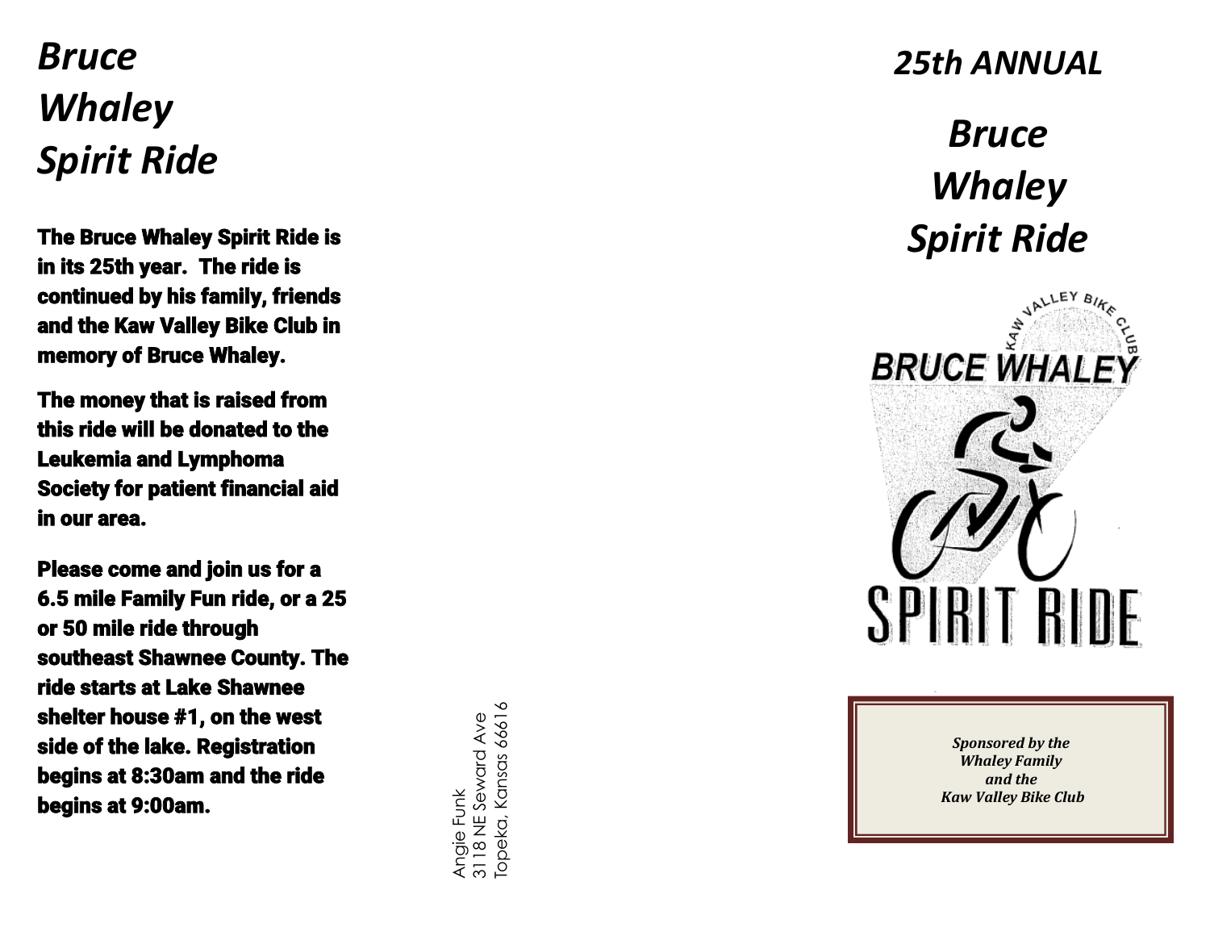# *Bruce Whaley Spirit Ride*

**The Bruce Whaley Spirit Ride is in its 25th year. The ride is continued by his family, friends and the Kaw Valley Bike Club in memory of Bruce Whaley.**

**The money that is raised from this ride will be donated to the Leukemia and Lymphoma Society for patient financial aid in our area.**

**Please come and join us for a 6.5 mile Family Fun ride, or a 25 or 50 mile ride through southeast Shawnee County. The ride starts at Lake Shawnee shelter house #1, on the west side of the lake. Registration begins at 8:30am and the ride begins at 9:00am.**

Angie Funk
3118 NE Seward Ave
Topeka, Kansas 66616

## *25th ANNUAL*

# *Bruce Whaley Spirit Ride*

KAW VALLEY BIKE CLUB
BRUCE WHALEY
SPIRIT RIDE

***Sponsored by the Whaley Family and the Kaw Valley Bike Club***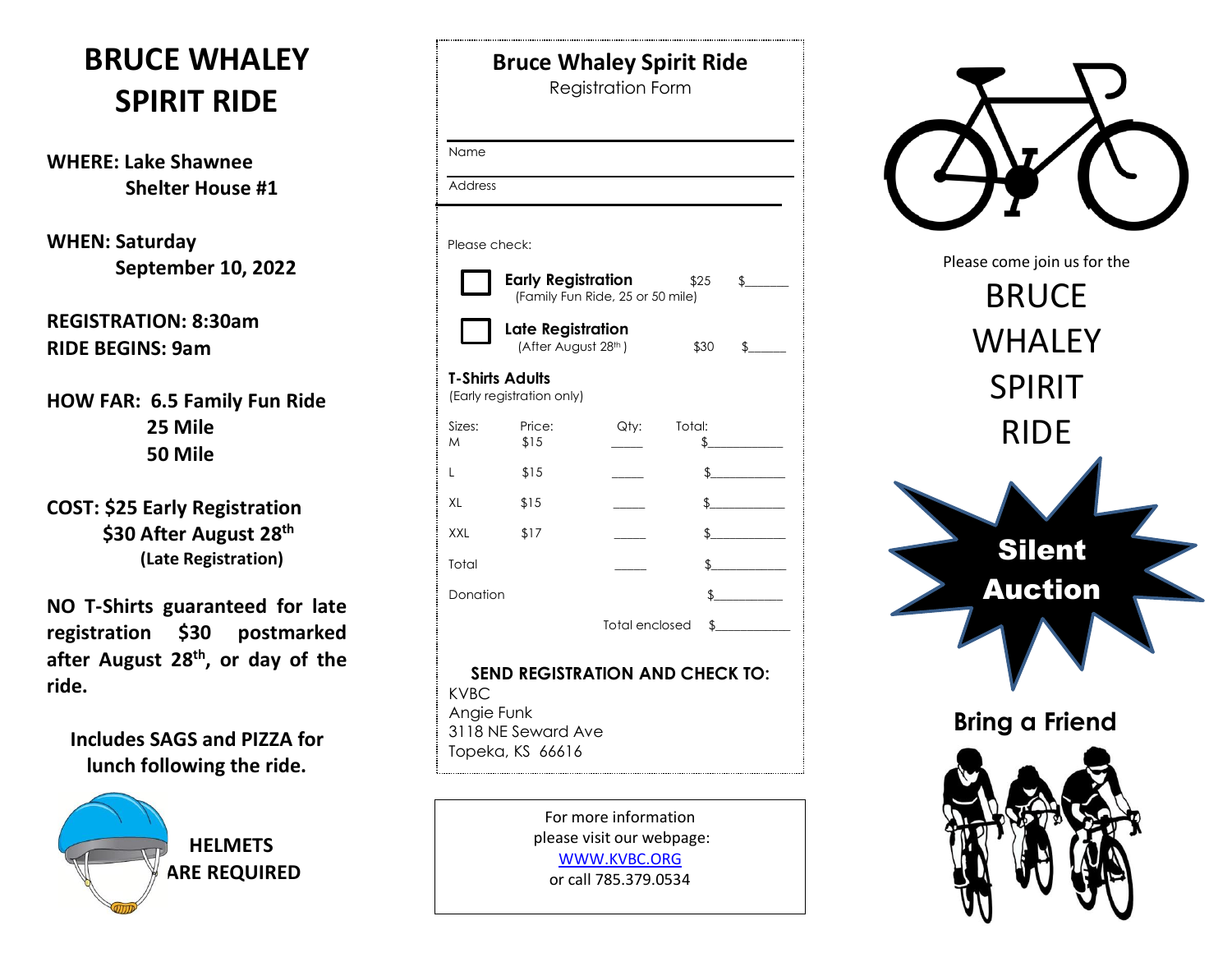# BRUCE WHALEY SPIRIT RIDE

**WHERE: Lake Shawnee Shelter House #1**

**WHEN: Saturday September 10, 2022**

**REGISTRATION: 8:30am**
**RIDE BEGINS: 9am**

**HOW FAR: 6.5 Family Fun Ride**
**25 Mile**
**50 Mile**

**COST: $25 Early Registration**
**$30 After August 28th**
**(Late Registration)**

**NO T-Shirts guaranteed for late registration $30 postmarked after August 28th, or day of the ride.**

**Includes SAGS and PIZZA for lunch following the ride.**

**HELMETS ARE REQUIRED**

## Bruce Whaley Spirit Ride

Registration Form

Name

Address

Please check:

☐ **Early Registration** $25 $______
(Family Fun Ride, 25 or 50 mile)

☐ **Late Registration** $30 $______
(After August 28th )

**T-Shirts Adults**
(Early registration only)

| Sizes: | Price: | Qty: | Total: |
|---|---|---|---|
| M | $15 | _____ | $__________ |
| L | $15 | _____ | $__________ |
| XL | $15 | _____ | $__________ |
| XXL | $17 | _____ | $__________ |
| Total | | _____ | $__________ |
| Donation | | | $__________ |
| | | Total enclosed | $__________ |

**SEND REGISTRATION AND CHECK TO:**
KVBC
Angie Funk
3118 NE Seward Ave
Topeka, KS 66616

For more information
please visit our webpage:
WWW.KVBC.ORG
or call 785.379.0534

Please come join us for the

BRUCE WHALEY SPIRIT RIDE

**Silent Auction**

**Bring a Friend**